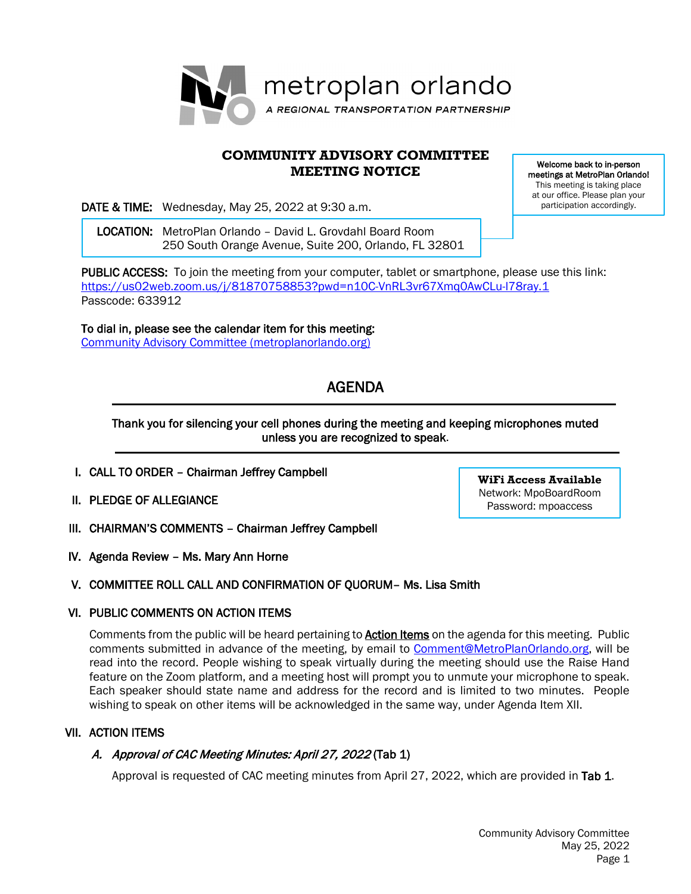metroplan orlando

*A REGIONAL TRANSPORTATION PARTNERSHIP*

# COMMUNITY ADVISORY COMMITTEE MEETING NOTICE

**Welcome back to in-person meetings at MetroPlan Orlando!** This meeting is taking place at our office. Please plan your participation accordingly.

**DATE & TIME:** Wednesday, May 25, 2022 at 9:30 a.m.

**LOCATION:** MetroPlan Orlando – David L. Grovdahl Board Room
250 South Orange Avenue, Suite 200, Orlando, FL 32801

**PUBLIC ACCESS:** To join the meeting from your computer, tablet or smartphone, please use this link:
https://us02web.zoom.us/j/81870758853?pwd=n10C-VnRL3vr67Xmq0AwCLu-I78ray.1
Passcode: 633912

**To dial in, please see the calendar item for this meeting:**
Community Advisory Committee (metroplanorlando.org)

## AGENDA

**Thank you for silencing your cell phones during the meeting and keeping microphones muted unless you are recognized to speak.**

**WiFi Access Available**
Network: MpoBoardRoom
Password: mpoaccess

**I. CALL TO ORDER – Chairman Jeffrey Campbell**

**II. PLEDGE OF ALLEGIANCE**

**III. CHAIRMAN'S COMMENTS – Chairman Jeffrey Campbell**

**IV. Agenda Review – Ms. Mary Ann Horne**

**V. COMMITTEE ROLL CALL AND CONFIRMATION OF QUORUM– Ms. Lisa Smith**

**VI. PUBLIC COMMENTS ON ACTION ITEMS**

Comments from the public will be heard pertaining to **Action Items** on the agenda for this meeting. Public comments submitted in advance of the meeting, by email to Comment@MetroPlanOrlando.org, will be read into the record. People wishing to speak virtually during the meeting should use the Raise Hand feature on the Zoom platform, and a meeting host will prompt you to unmute your microphone to speak. Each speaker should state name and address for the record and is limited to two minutes. People wishing to speak on other items will be acknowledged in the same way, under Agenda Item XII.

**VII. ACTION ITEMS**

***A. Approval of CAC Meeting Minutes: April 27, 2022*** (Tab 1)

Approval is requested of CAC meeting minutes from April 27, 2022, which are provided in **Tab 1**.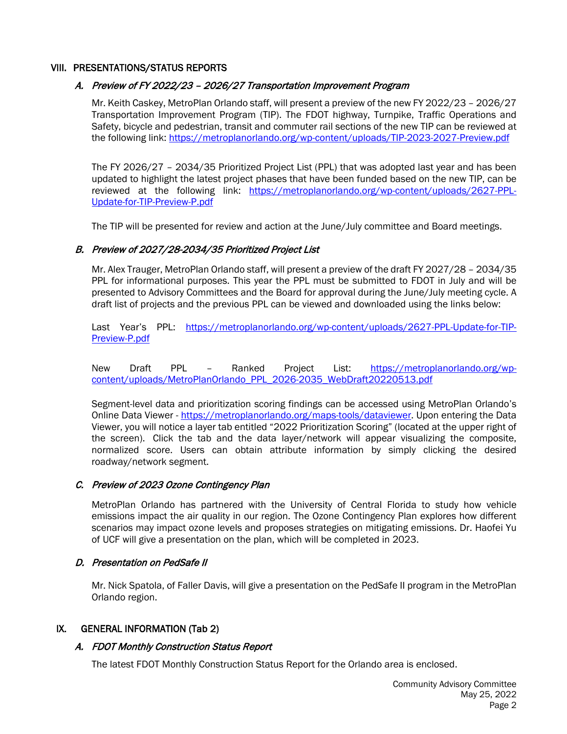## VIII. PRESENTATIONS/STATUS REPORTS

### *A. Preview of FY 2022/23 – 2026/27 Transportation Improvement Program*

Mr. Keith Caskey, MetroPlan Orlando staff, will present a preview of the new FY 2022/23 – 2026/27 Transportation Improvement Program (TIP). The FDOT highway, Turnpike, Traffic Operations and Safety, bicycle and pedestrian, transit and commuter rail sections of the new TIP can be reviewed at the following link: https://metroplanorlando.org/wp-content/uploads/TIP-2023-2027-Preview.pdf

The FY 2026/27 – 2034/35 Prioritized Project List (PPL) that was adopted last year and has been updated to highlight the latest project phases that have been funded based on the new TIP, can be reviewed at the following link: https://metroplanorlando.org/wp-content/uploads/2627-PPL-Update-for-TIP-Preview-P.pdf

The TIP will be presented for review and action at the June/July committee and Board meetings.

### *B. Preview of 2027/28-2034/35 Prioritized Project List*

Mr. Alex Trauger, MetroPlan Orlando staff, will present a preview of the draft FY 2027/28 – 2034/35 PPL for informational purposes. This year the PPL must be submitted to FDOT in July and will be presented to Advisory Committees and the Board for approval during the June/July meeting cycle. A draft list of projects and the previous PPL can be viewed and downloaded using the links below:

Last Year's PPL: https://metroplanorlando.org/wp-content/uploads/2627-PPL-Update-for-TIP-Preview-P.pdf

New Draft PPL – Ranked Project List: https://metroplanorlando.org/wp-content/uploads/MetroPlanOrlando_PPL_2026-2035_WebDraft20220513.pdf

Segment-level data and prioritization scoring findings can be accessed using MetroPlan Orlando's Online Data Viewer - https://metroplanorlando.org/maps-tools/dataviewer. Upon entering the Data Viewer, you will notice a layer tab entitled "2022 Prioritization Scoring" (located at the upper right of the screen). Click the tab and the data layer/network will appear visualizing the composite, normalized score. Users can obtain attribute information by simply clicking the desired roadway/network segment.

### *C. Preview of 2023 Ozone Contingency Plan*

MetroPlan Orlando has partnered with the University of Central Florida to study how vehicle emissions impact the air quality in our region. The Ozone Contingency Plan explores how different scenarios may impact ozone levels and proposes strategies on mitigating emissions. Dr. Haofei Yu of UCF will give a presentation on the plan, which will be completed in 2023.

### *D. Presentation on PedSafe II*

Mr. Nick Spatola, of Faller Davis, will give a presentation on the PedSafe II program in the MetroPlan Orlando region.

## IX. GENERAL INFORMATION (Tab 2)

### *A. FDOT Monthly Construction Status Report*

The latest FDOT Monthly Construction Status Report for the Orlando area is enclosed.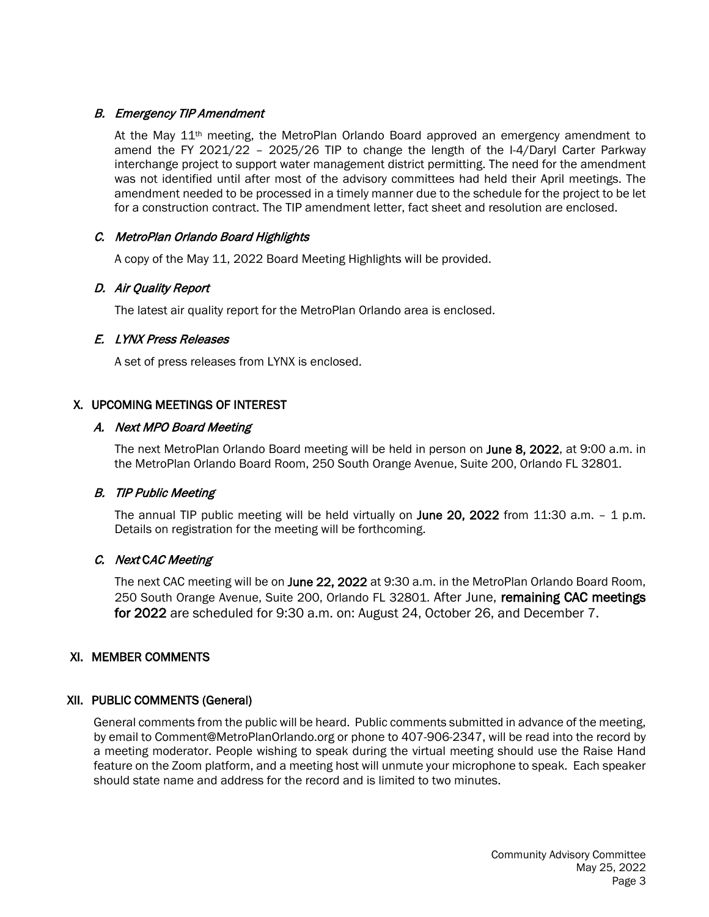### *B. Emergency TIP Amendment*

At the May 11th meeting, the MetroPlan Orlando Board approved an emergency amendment to amend the FY 2021/22 – 2025/26 TIP to change the length of the I-4/Daryl Carter Parkway interchange project to support water management district permitting. The need for the amendment was not identified until after most of the advisory committees had held their April meetings. The amendment needed to be processed in a timely manner due to the schedule for the project to be let for a construction contract. The TIP amendment letter, fact sheet and resolution are enclosed.

### *C. MetroPlan Orlando Board Highlights*

A copy of the May 11, 2022 Board Meeting Highlights will be provided.

### *D. Air Quality Report*

The latest air quality report for the MetroPlan Orlando area is enclosed.

### *E. LYNX Press Releases*

A set of press releases from LYNX is enclosed.

## X. UPCOMING MEETINGS OF INTEREST

### *A. Next MPO Board Meeting*

The next MetroPlan Orlando Board meeting will be held in person on **June 8, 2022**, at 9:00 a.m. in the MetroPlan Orlando Board Room, 250 South Orange Avenue, Suite 200, Orlando FL 32801.

### *B. TIP Public Meeting*

The annual TIP public meeting will be held virtually on **June 20, 2022** from 11:30 a.m. – 1 p.m. Details on registration for the meeting will be forthcoming.

### *C. Next CAC Meeting*

The next CAC meeting will be on **June 22, 2022** at 9:30 a.m. in the MetroPlan Orlando Board Room, 250 South Orange Avenue, Suite 200, Orlando FL 32801. After June, **remaining CAC meetings for 2022** are scheduled for 9:30 a.m. on: August 24, October 26, and December 7.

## XI. MEMBER COMMENTS

## XII. PUBLIC COMMENTS (General)

General comments from the public will be heard. Public comments submitted in advance of the meeting, by email to Comment@MetroPlanOrlando.org or phone to 407-906-2347, will be read into the record by a meeting moderator. People wishing to speak during the virtual meeting should use the Raise Hand feature on the Zoom platform, and a meeting host will unmute your microphone to speak. Each speaker should state name and address for the record and is limited to two minutes.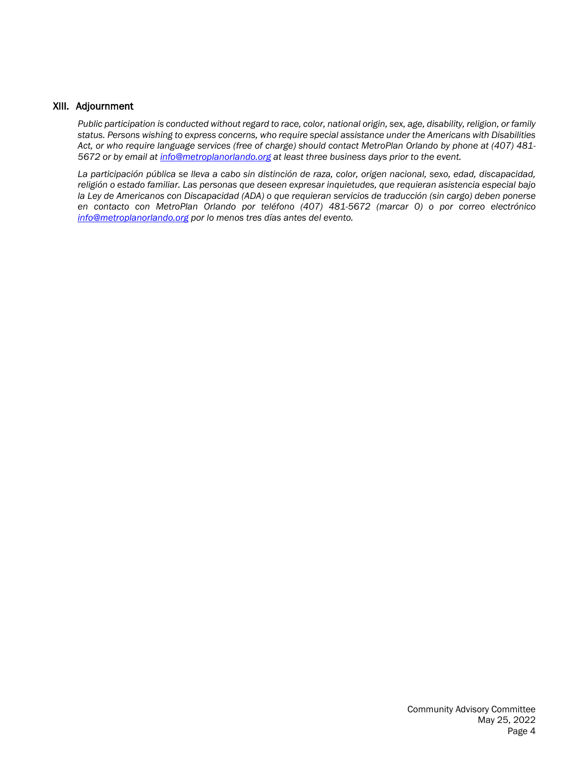## XIII. Adjournment

*Public participation is conducted without regard to race, color, national origin, sex, age, disability, religion, or family status. Persons wishing to express concerns, who require special assistance under the Americans with Disabilities Act, or who require language services (free of charge) should contact MetroPlan Orlando by phone at (407) 481-5672 or by email at info@metroplanorlando.org at least three business days prior to the event.*

*La participación pública se lleva a cabo sin distinción de raza, color, origen nacional, sexo, edad, discapacidad, religión o estado familiar. Las personas que deseen expresar inquietudes, que requieran asistencia especial bajo la Ley de Americanos con Discapacidad (ADA) o que requieran servicios de traducción (sin cargo) deben ponerse en contacto con MetroPlan Orlando por teléfono (407) 481-5672 (marcar 0) o por correo electrónico info@metroplanorlando.org por lo menos tres días antes del evento.*